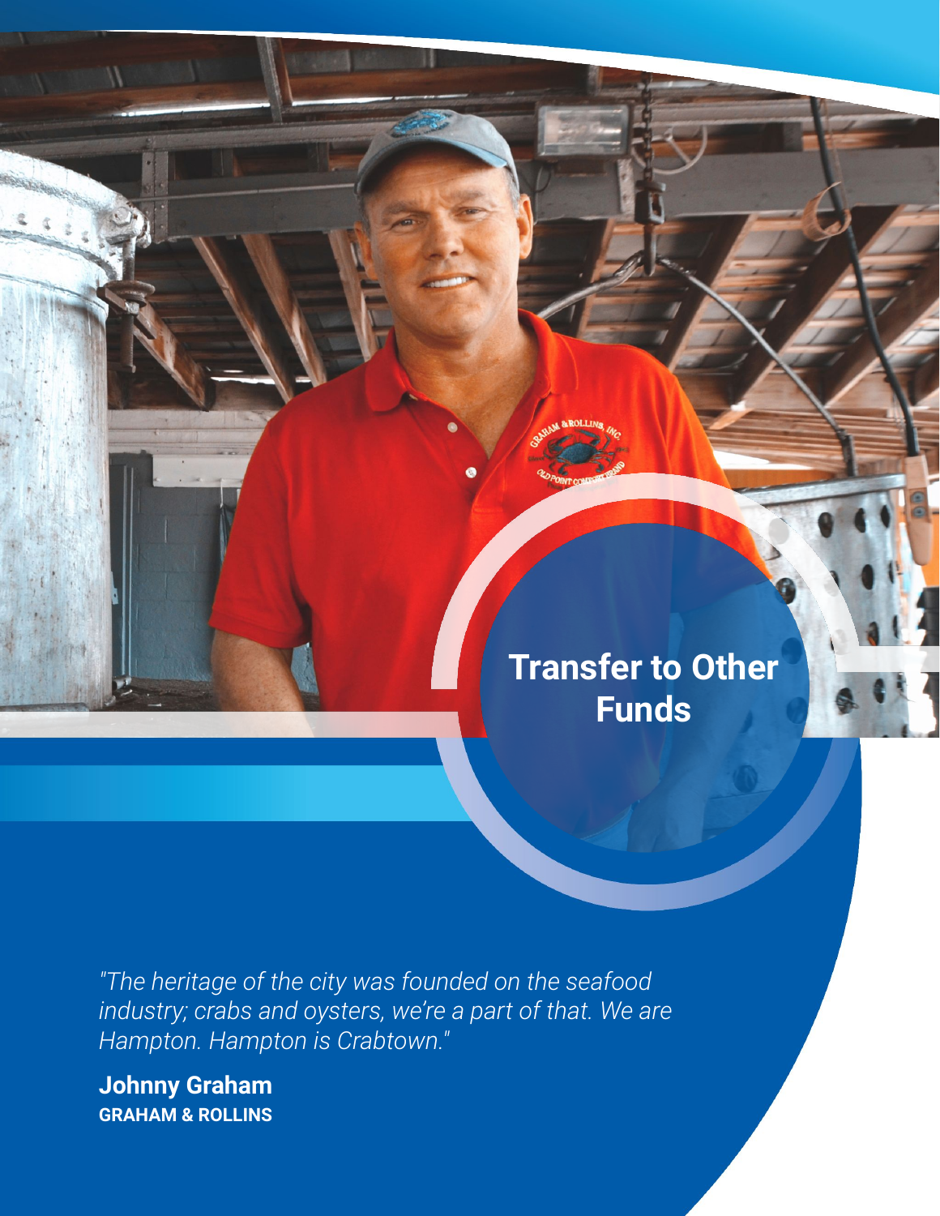# Transfer to Other Funds

*"The heritage of the city was founded on the seafood industry; crabs and oysters, we're a part of that. We are Hampton. Hampton is Crabtown."*

**Johnny Graham**
**GRAHAM & ROLLINS**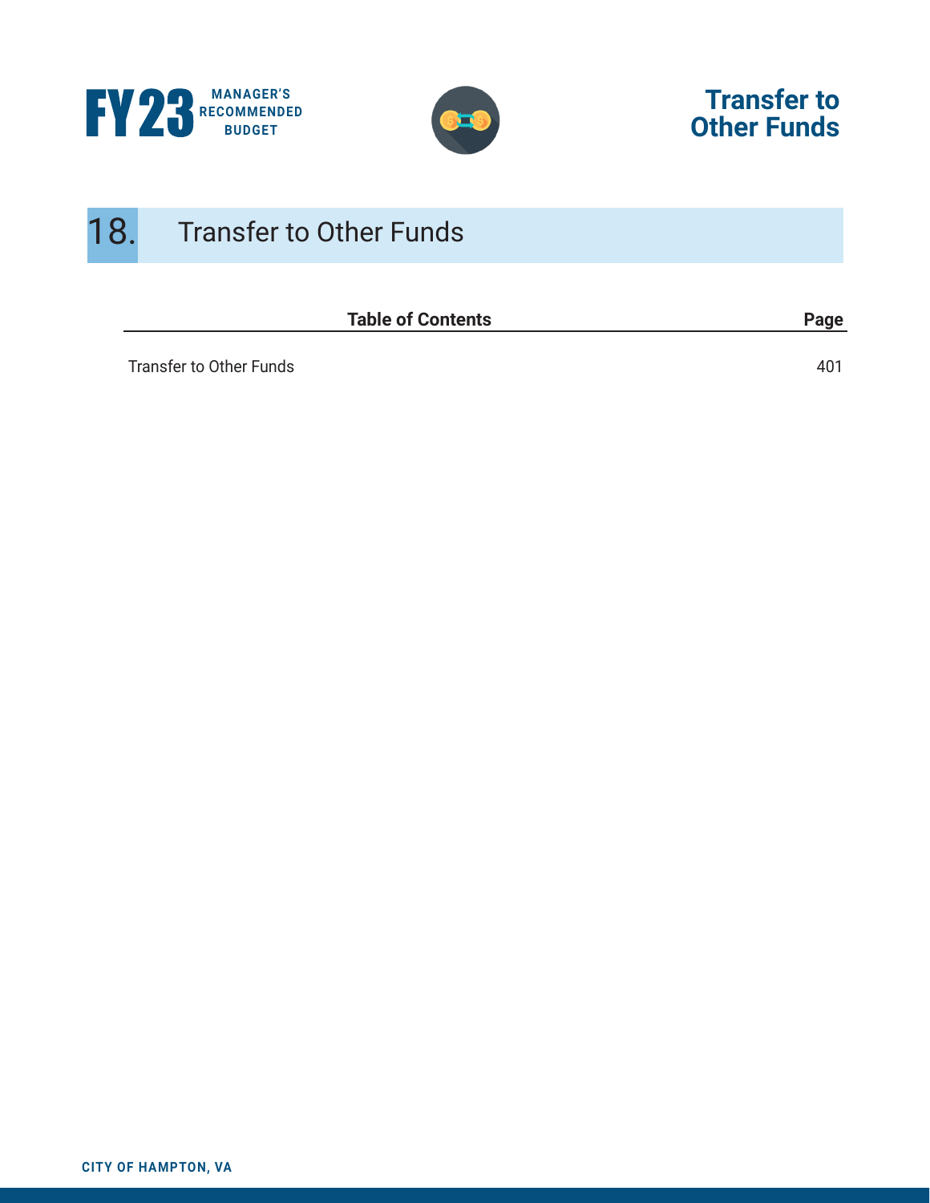# 18. Transfer to Other Funds

| Table of Contents | Page |
|---|---|
| Transfer to Other Funds | 401 |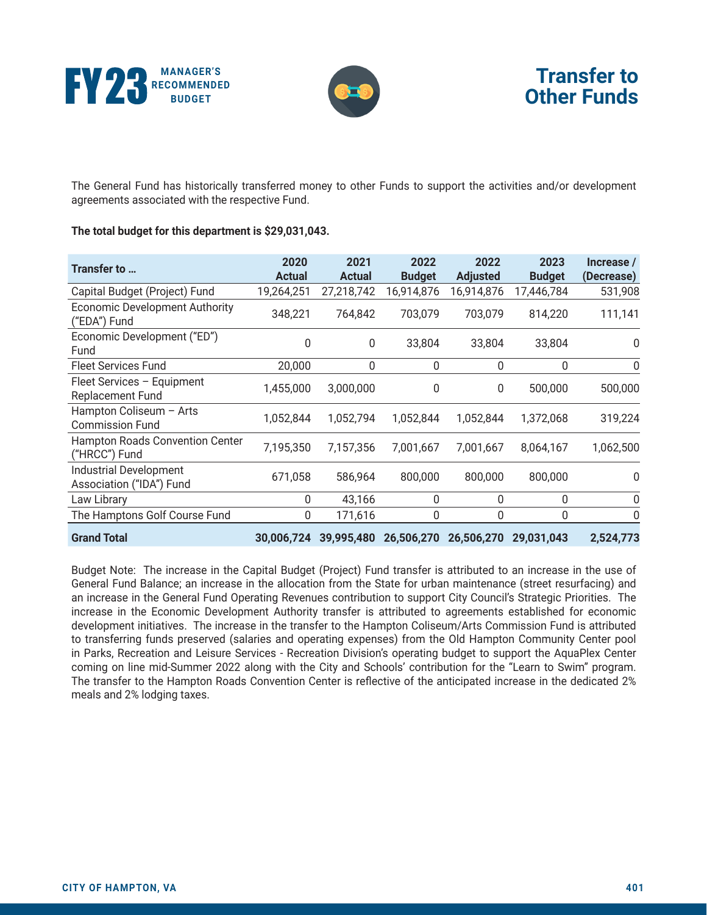# Transfer to Other Funds

The General Fund has historically transferred money to other Funds to support the activities and/or development agreements associated with the respective Fund.

**The total budget for this department is $29,031,043.**

| Transfer to … | 2020 Actual | 2021 Actual | 2022 Budget | 2022 Adjusted | 2023 Budget | Increase / (Decrease) |
|---|---|---|---|---|---|---|
| Capital Budget (Project) Fund | 19,264,251 | 27,218,742 | 16,914,876 | 16,914,876 | 17,446,784 | 531,908 |
| Economic Development Authority ("EDA") Fund | 348,221 | 764,842 | 703,079 | 703,079 | 814,220 | 111,141 |
| Economic Development ("ED") Fund | 0 | 0 | 33,804 | 33,804 | 33,804 | 0 |
| Fleet Services Fund | 20,000 | 0 | 0 | 0 | 0 | 0 |
| Fleet Services – Equipment Replacement Fund | 1,455,000 | 3,000,000 | 0 | 0 | 500,000 | 500,000 |
| Hampton Coliseum – Arts Commission Fund | 1,052,844 | 1,052,794 | 1,052,844 | 1,052,844 | 1,372,068 | 319,224 |
| Hampton Roads Convention Center ("HRCC") Fund | 7,195,350 | 7,157,356 | 7,001,667 | 7,001,667 | 8,064,167 | 1,062,500 |
| Industrial Development Association ("IDA") Fund | 671,058 | 586,964 | 800,000 | 800,000 | 800,000 | 0 |
| Law Library | 0 | 43,166 | 0 | 0 | 0 | 0 |
| The Hamptons Golf Course Fund | 0 | 171,616 | 0 | 0 | 0 | 0 |
| **Grand Total** | **30,006,724** | **39,995,480** | **26,506,270** | **26,506,270** | **29,031,043** | **2,524,773** |

Budget Note: The increase in the Capital Budget (Project) Fund transfer is attributed to an increase in the use of General Fund Balance; an increase in the allocation from the State for urban maintenance (street resurfacing) and an increase in the General Fund Operating Revenues contribution to support City Council's Strategic Priorities. The increase in the Economic Development Authority transfer is attributed to agreements established for economic development initiatives. The increase in the transfer to the Hampton Coliseum/Arts Commission Fund is attributed to transferring funds preserved (salaries and operating expenses) from the Old Hampton Community Center pool in Parks, Recreation and Leisure Services - Recreation Division's operating budget to support the AquaPlex Center coming on line mid-Summer 2022 along with the City and Schools' contribution for the "Learn to Swim" program. The transfer to the Hampton Roads Convention Center is reflective of the anticipated increase in the dedicated 2% meals and 2% lodging taxes.